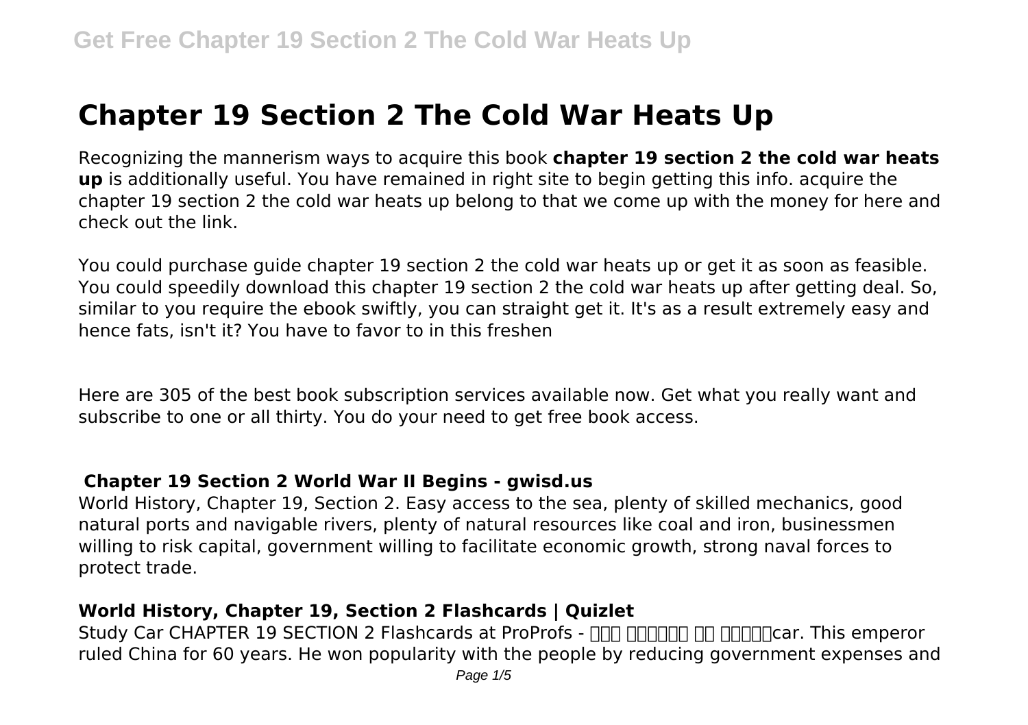# Chapter 19 Section 2 The Cold War Heats Up

Recognizing the mannerism ways to acquire this book **chapter 19 section 2 the cold war heats up** is additionally useful. You have remained in right site to begin getting this info. acquire the chapter 19 section 2 the cold war heats up belong to that we come up with the money for here and check out the link.

You could purchase guide chapter 19 section 2 the cold war heats up or get it as soon as feasible. You could speedily download this chapter 19 section 2 the cold war heats up after getting deal. So, similar to you require the ebook swiftly, you can straight get it. It's as a result extremely easy and hence fats, isn't it? You have to favor to in this freshen

Here are 305 of the best book subscription services available now. Get what you really want and subscribe to one or all thirty. You do your need to get free book access.

## Chapter 19 Section 2 World War II Begins - gwisd.us

World History, Chapter 19, Section 2. Easy access to the sea, plenty of skilled mechanics, good natural ports and navigable rivers, plenty of natural resources like coal and iron, businessmen willing to risk capital, government willing to facilitate economic growth, strong naval forces to protect trade.

## World History, Chapter 19, Section 2 Flashcards | Quizlet

Study Car CHAPTER 19 SECTION 2 Flashcards at ProProfs - ??? ?????? ?? ?????car. This emperor ruled China for 60 years. He won popularity with the people by reducing government expenses and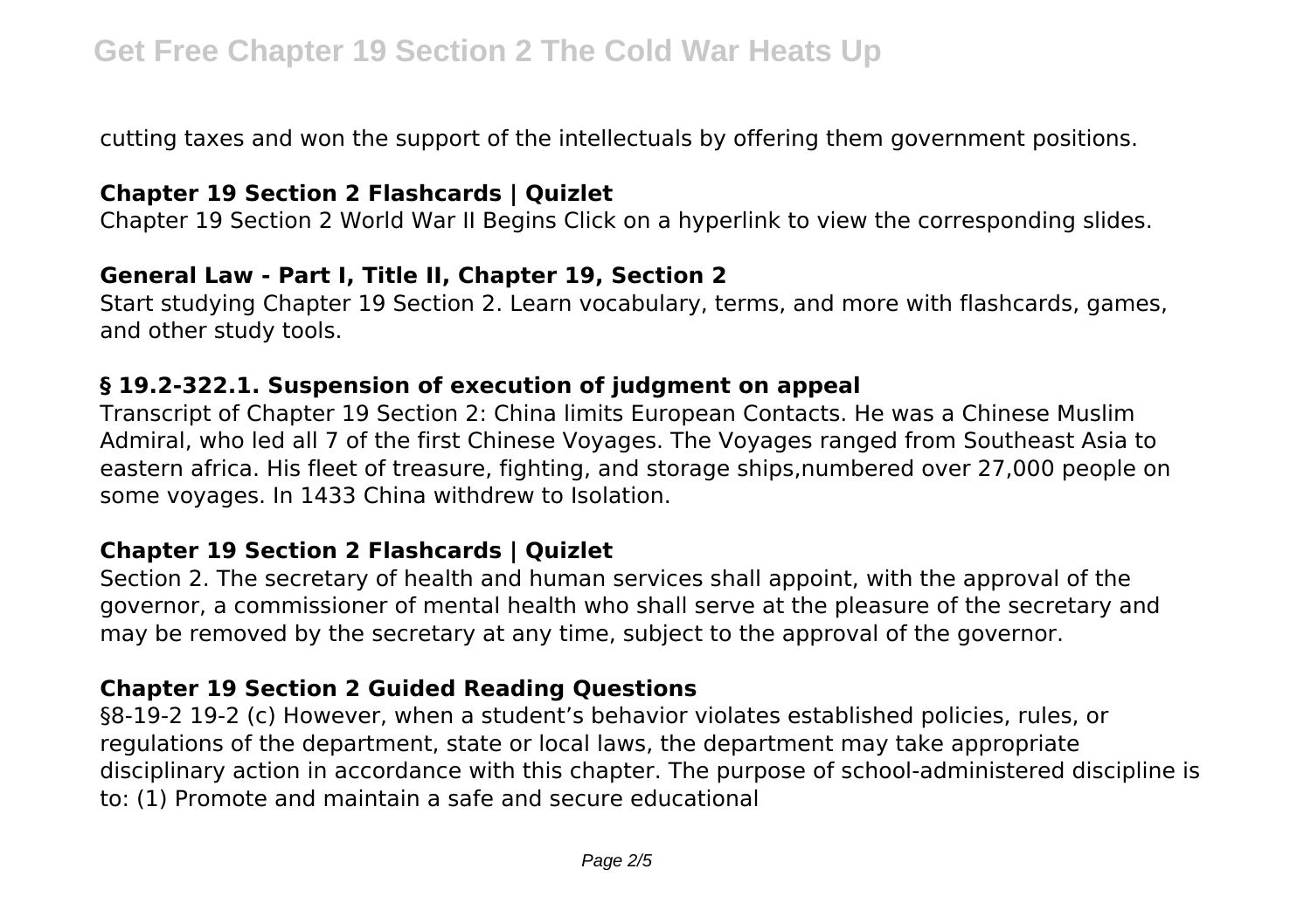cutting taxes and won the support of the intellectuals by offering them government positions.

### Chapter 19 Section 2 Flashcards | Quizlet

Chapter 19 Section 2 World War II Begins Click on a hyperlink to view the corresponding slides.

### General Law - Part I, Title II, Chapter 19, Section 2

Start studying Chapter 19 Section 2. Learn vocabulary, terms, and more with flashcards, games, and other study tools.

### § 19.2-322.1. Suspension of execution of judgment on appeal

Transcript of Chapter 19 Section 2: China limits European Contacts. He was a Chinese Muslim Admiral, who led all 7 of the first Chinese Voyages. The Voyages ranged from Southeast Asia to eastern africa. His fleet of treasure, fighting, and storage ships,numbered over 27,000 people on some voyages. In 1433 China withdrew to Isolation.

### Chapter 19 Section 2 Flashcards | Quizlet

Section 2. The secretary of health and human services shall appoint, with the approval of the governor, a commissioner of mental health who shall serve at the pleasure of the secretary and may be removed by the secretary at any time, subject to the approval of the governor.

### Chapter 19 Section 2 Guided Reading Questions

§8-19-2 19-2 (c) However, when a student's behavior violates established policies, rules, or regulations of the department, state or local laws, the department may take appropriate disciplinary action in accordance with this chapter. The purpose of school-administered discipline is to: (1) Promote and maintain a safe and secure educational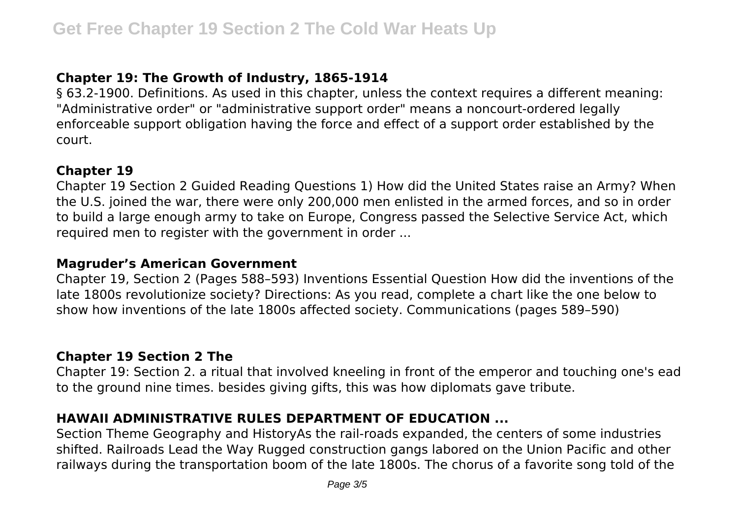## Chapter 19: The Growth of Industry, 1865-1914

§ 63.2-1900. Definitions. As used in this chapter, unless the context requires a different meaning: "Administrative order" or "administrative support order" means a noncourt-ordered legally enforceable support obligation having the force and effect of a support order established by the court.

## Chapter 19

Chapter 19 Section 2 Guided Reading Questions 1) How did the United States raise an Army? When the U.S. joined the war, there were only 200,000 men enlisted in the armed forces, and so in order to build a large enough army to take on Europe, Congress passed the Selective Service Act, which required men to register with the government in order ...

## Magruder's American Government

Chapter 19, Section 2 (Pages 588–593) Inventions Essential Question How did the inventions of the late 1800s revolutionize society? Directions: As you read, complete a chart like the one below to show how inventions of the late 1800s affected society. Communications (pages 589–590)

## Chapter 19 Section 2 The

Chapter 19: Section 2. a ritual that involved kneeling in front of the emperor and touching one's ead to the ground nine times. besides giving gifts, this was how diplomats gave tribute.

## HAWAII ADMINISTRATIVE RULES DEPARTMENT OF EDUCATION ...

Section Theme Geography and HistoryAs the rail-roads expanded, the centers of some industries shifted. Railroads Lead the Way Rugged construction gangs labored on the Union Pacific and other railways during the transportation boom of the late 1800s. The chorus of a favorite song told of the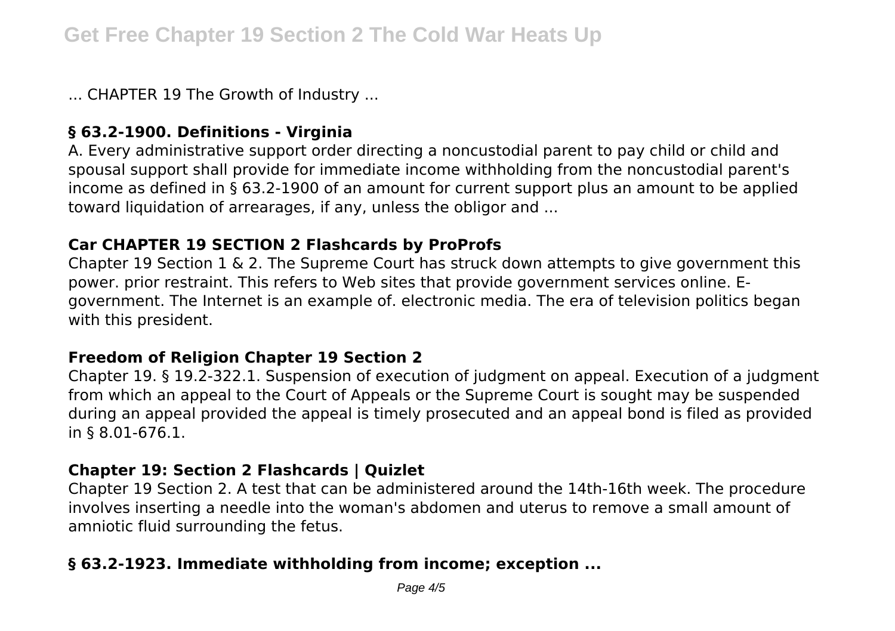... CHAPTER 19 The Growth of Industry ...

### § 63.2-1900. Definitions - Virginia

A. Every administrative support order directing a noncustodial parent to pay child or child and spousal support shall provide for immediate income withholding from the noncustodial parent's income as defined in § 63.2-1900 of an amount for current support plus an amount to be applied toward liquidation of arrearages, if any, unless the obligor and ...

### Car CHAPTER 19 SECTION 2 Flashcards by ProProfs

Chapter 19 Section 1 & 2. The Supreme Court has struck down attempts to give government this power. prior restraint. This refers to Web sites that provide government services online. E-government. The Internet is an example of. electronic media. The era of television politics began with this president.

### Freedom of Religion Chapter 19 Section 2

Chapter 19. § 19.2-322.1. Suspension of execution of judgment on appeal. Execution of a judgment from which an appeal to the Court of Appeals or the Supreme Court is sought may be suspended during an appeal provided the appeal is timely prosecuted and an appeal bond is filed as provided in § 8.01-676.1.

### Chapter 19: Section 2 Flashcards | Quizlet

Chapter 19 Section 2. A test that can be administered around the 14th-16th week. The procedure involves inserting a needle into the woman's abdomen and uterus to remove a small amount of amniotic fluid surrounding the fetus.

### § 63.2-1923. Immediate withholding from income; exception ...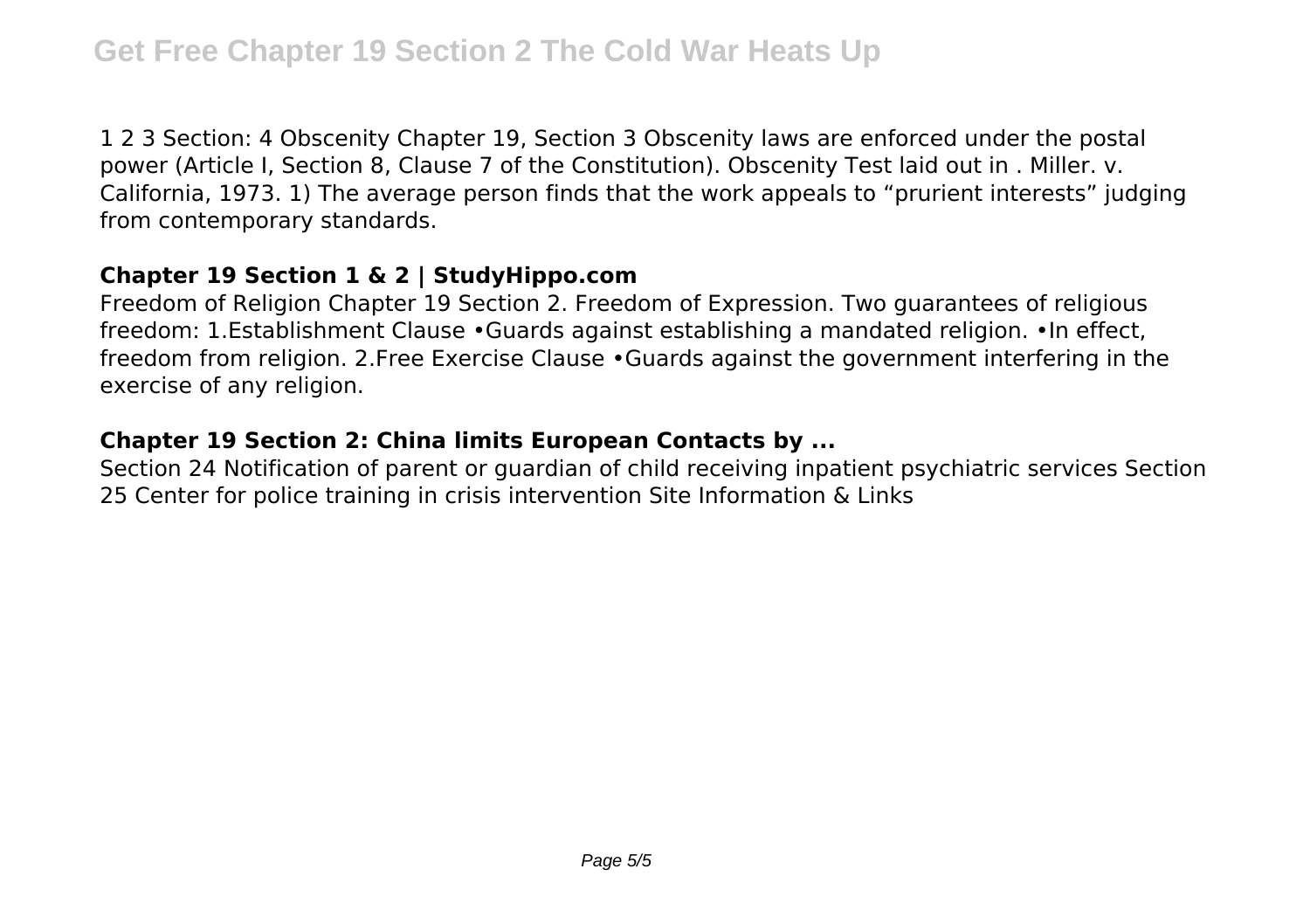1 2 3 Section: 4 Obscenity Chapter 19, Section 3 Obscenity laws are enforced under the postal power (Article I, Section 8, Clause 7 of the Constitution). Obscenity Test laid out in . Miller. v. California, 1973. 1) The average person finds that the work appeals to “prurient interests” judging from contemporary standards.

### Chapter 19 Section 1 & 2 | StudyHippo.com

Freedom of Religion Chapter 19 Section 2. Freedom of Expression. Two guarantees of religious freedom: 1.Establishment Clause •Guards against establishing a mandated religion. •In effect, freedom from religion. 2.Free Exercise Clause •Guards against the government interfering in the exercise of any religion.

### Chapter 19 Section 2: China limits European Contacts by ...

Section 24 Notification of parent or guardian of child receiving inpatient psychiatric services Section 25 Center for police training in crisis intervention Site Information & Links